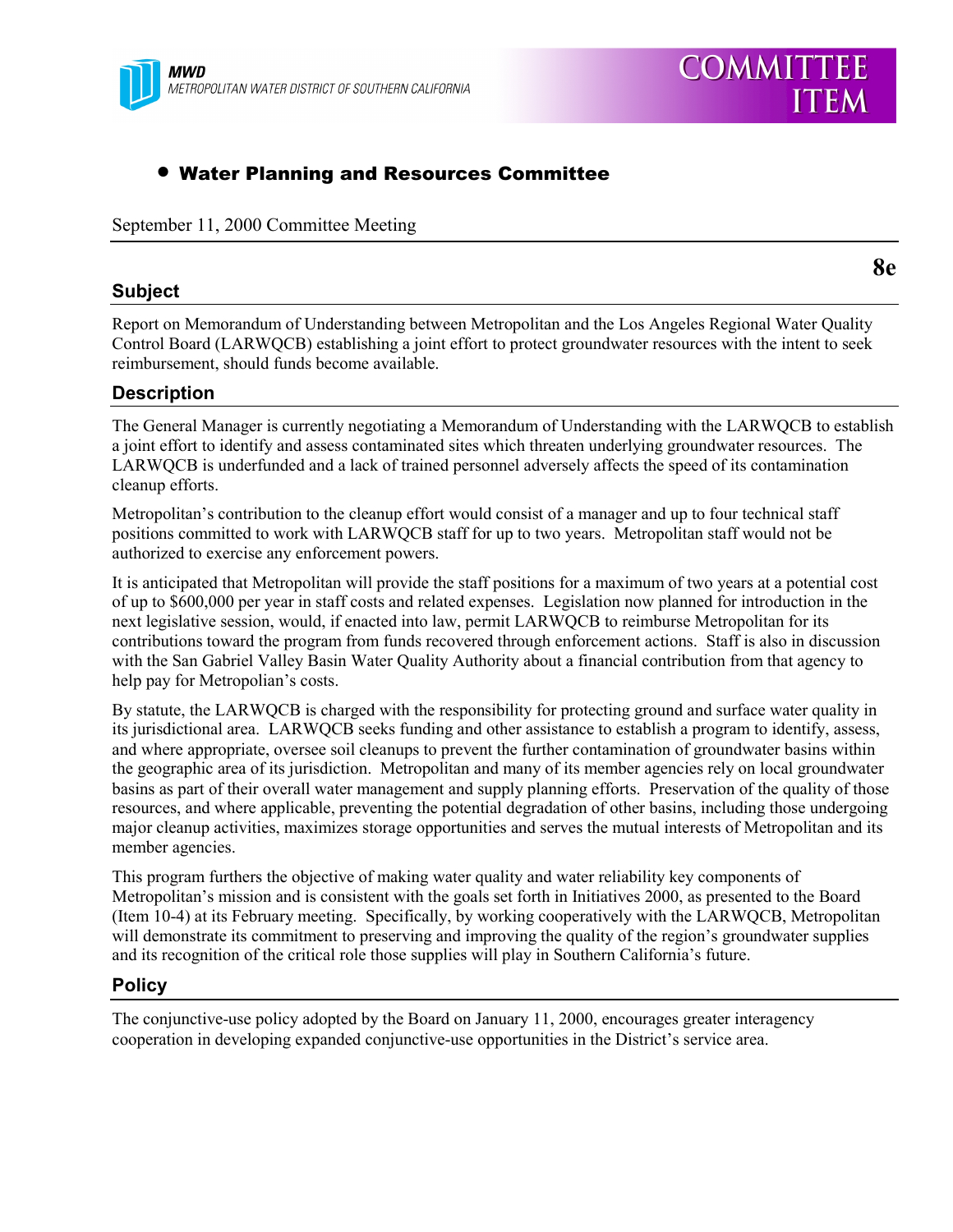MWD
METROPOLITAN WATER DISTRICT OF SOUTHERN CALIFORNIA

# COMMITTEE ITEM

- **Water Planning and Resources Committee**

September 11, 2000 Committee Meeting

**8e**

## Subject

Report on Memorandum of Understanding between Metropolitan and the Los Angeles Regional Water Quality Control Board (LARWQCB) establishing a joint effort to protect groundwater resources with the intent to seek reimbursement, should funds become available.

## Description

The General Manager is currently negotiating a Memorandum of Understanding with the LARWQCB to establish a joint effort to identify and assess contaminated sites which threaten underlying groundwater resources. The LARWQCB is underfunded and a lack of trained personnel adversely affects the speed of its contamination cleanup efforts.

Metropolitan's contribution to the cleanup effort would consist of a manager and up to four technical staff positions committed to work with LARWQCB staff for up to two years. Metropolitan staff would not be authorized to exercise any enforcement powers.

It is anticipated that Metropolitan will provide the staff positions for a maximum of two years at a potential cost of up to $600,000 per year in staff costs and related expenses. Legislation now planned for introduction in the next legislative session, would, if enacted into law, permit LARWQCB to reimburse Metropolitan for its contributions toward the program from funds recovered through enforcement actions. Staff is also in discussion with the San Gabriel Valley Basin Water Quality Authority about a financial contribution from that agency to help pay for Metropolian's costs.

By statute, the LARWQCB is charged with the responsibility for protecting ground and surface water quality in its jurisdictional area. LARWQCB seeks funding and other assistance to establish a program to identify, assess, and where appropriate, oversee soil cleanups to prevent the further contamination of groundwater basins within the geographic area of its jurisdiction. Metropolitan and many of its member agencies rely on local groundwater basins as part of their overall water management and supply planning efforts. Preservation of the quality of those resources, and where applicable, preventing the potential degradation of other basins, including those undergoing major cleanup activities, maximizes storage opportunities and serves the mutual interests of Metropolitan and its member agencies.

This program furthers the objective of making water quality and water reliability key components of Metropolitan's mission and is consistent with the goals set forth in Initiatives 2000, as presented to the Board (Item 10-4) at its February meeting. Specifically, by working cooperatively with the LARWQCB, Metropolitan will demonstrate its commitment to preserving and improving the quality of the region's groundwater supplies and its recognition of the critical role those supplies will play in Southern California's future.

## Policy

The conjunctive-use policy adopted by the Board on January 11, 2000, encourages greater interagency cooperation in developing expanded conjunctive-use opportunities in the District's service area.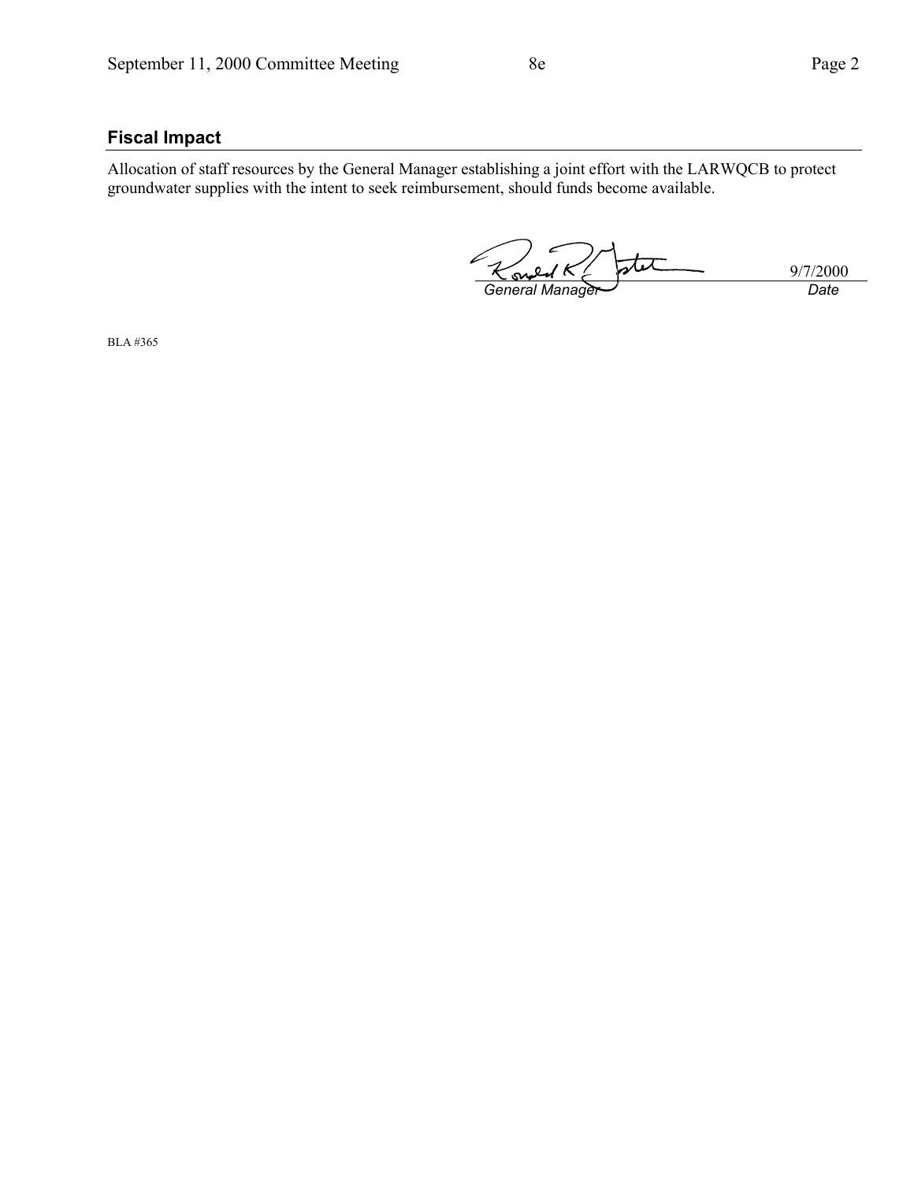## Fiscal Impact

Allocation of staff resources by the General Manager establishing a joint effort with the LARWQCB to protect groundwater supplies with the intent to seek reimbursement, should funds become available.

| | |
|---|---|
| *General Manager* | 9/7/2000<br>*Date* |

BLA #365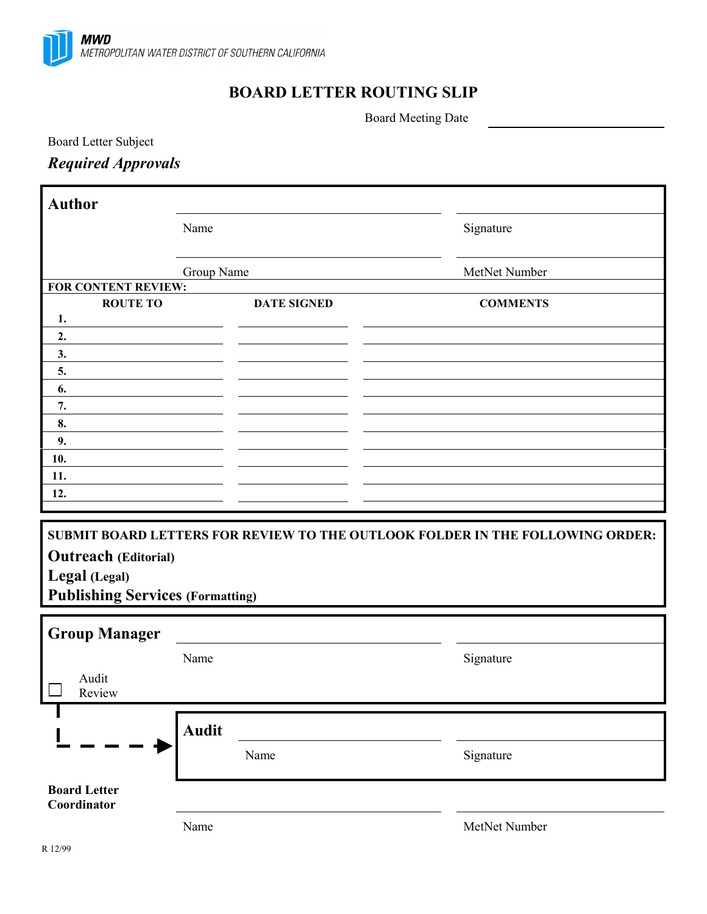**MWD**
METROPOLITAN WATER DISTRICT OF SOUTHERN CALIFORNIA

# BOARD LETTER ROUTING SLIP

Board Meeting Date \_\_\_\_\_\_\_\_\_\_\_\_\_\_\_\_\_\_\_\_

Board Letter Subject

***Required Approvals***

## Author

Name \_\_\_\_\_\_\_\_\_\_\_\_\_\_\_\_\_\_\_\_ Signature \_\_\_\_\_\_\_\_\_\_\_\_\_\_\_\_\_\_\_\_

Group Name \_\_\_\_\_\_\_\_\_\_\_\_\_\_\_\_\_\_\_\_ MetNet Number \_\_\_\_\_\_\_\_\_\_\_\_\_\_\_\_\_\_\_\_

**FOR CONTENT REVIEW:**

| ROUTE TO | DATE SIGNED | COMMENTS |
|---|---|---|
| 1. | | |
| 2. | | |
| 3. | | |
| 5. | | |
| 6. | | |
| 7. | | |
| 8. | | |
| 9. | | |
| 10. | | |
| 11. | | |
| 12. | | |

**SUBMIT BOARD LETTERS FOR REVIEW TO THE OUTLOOK FOLDER IN THE FOLLOWING ORDER:**

**Outreach (Editorial)**
**Legal (Legal)**
**Publishing Services (Formatting)**

## Group Manager

Name \_\_\_\_\_\_\_\_\_\_\_\_\_\_\_\_\_\_\_\_ Signature \_\_\_\_\_\_\_\_\_\_\_\_\_\_\_\_\_\_\_\_

☐ Audit Review

## Audit

Name \_\_\_\_\_\_\_\_\_\_\_\_\_\_\_\_\_\_\_\_ Signature \_\_\_\_\_\_\_\_\_\_\_\_\_\_\_\_\_\_\_\_

**Board Letter Coordinator**

Name \_\_\_\_\_\_\_\_\_\_\_\_\_\_\_\_\_\_\_\_ MetNet Number \_\_\_\_\_\_\_\_\_\_\_\_\_\_\_\_\_\_\_\_

R 12/99